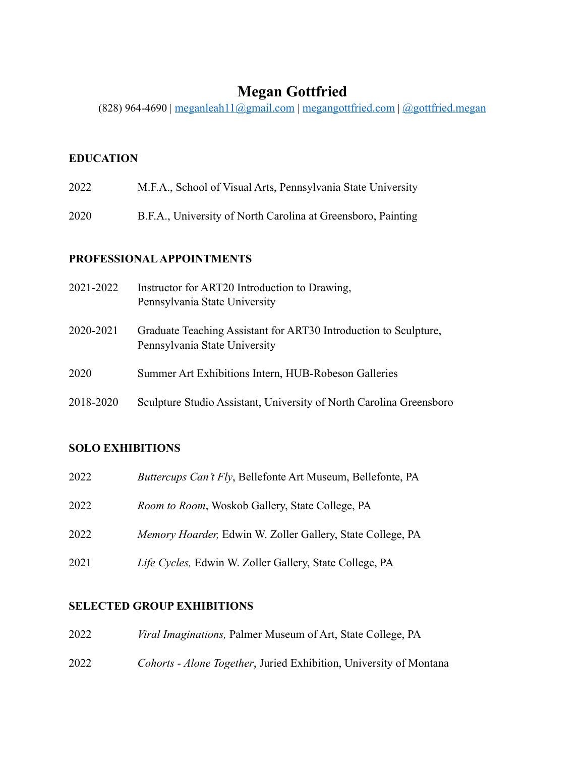# Megan Gottfried

(828) 964-4690 | [meganleah11@gmail.com](mailto:meganleah11@gmail.com) | [megangottfried.com](https://megangottfried.com) | [@gottfried.megan](https://instagram.com/gottfried.megan)

## EDUCATION

2022 M.F.A., School of Visual Arts, Pennsylvania State University

2020 B.F.A., University of North Carolina at Greensboro, Painting

## PROFESSIONAL APPOINTMENTS

2021-2022 Instructor for ART20 Introduction to Drawing, Pennsylvania State University

2020-2021 Graduate Teaching Assistant for ART30 Introduction to Sculpture, Pennsylvania State University

2020 Summer Art Exhibitions Intern, HUB-Robeson Galleries

2018-2020 Sculpture Studio Assistant, University of North Carolina Greensboro

## SOLO EXHIBITIONS

2022 *Buttercups Can't Fly*, Bellefonte Art Museum, Bellefonte, PA

2022 *Room to Room*, Woskob Gallery, State College, PA

2022 *Memory Hoarder,* Edwin W. Zoller Gallery, State College, PA

2021 *Life Cycles,* Edwin W. Zoller Gallery, State College, PA

## SELECTED GROUP EXHIBITIONS

2022 *Viral Imaginations,* Palmer Museum of Art, State College, PA

2022 *Cohorts - Alone Together*, Juried Exhibition, University of Montana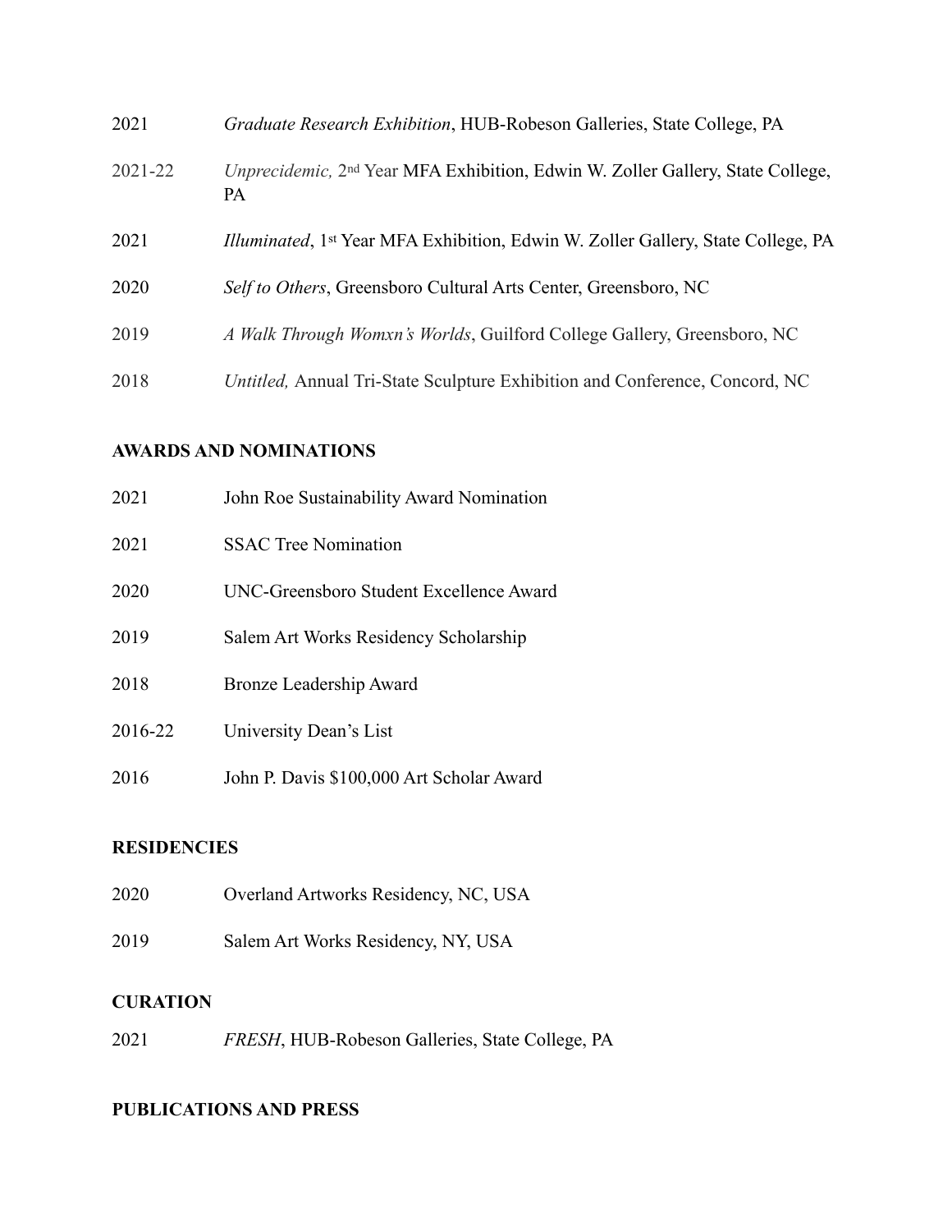2021 *Graduate Research Exhibition*, HUB-Robeson Galleries, State College, PA

2021-22 *Unprecidemic,* 2nd Year MFA Exhibition, Edwin W. Zoller Gallery, State College, PA

2021 *Illuminated*, 1st Year MFA Exhibition, Edwin W. Zoller Gallery, State College, PA

2020 *Self to Others*, Greensboro Cultural Arts Center, Greensboro, NC

2019 *A Walk Through Womxn's Worlds*, Guilford College Gallery, Greensboro, NC

2018 *Untitled,* Annual Tri-State Sculpture Exhibition and Conference, Concord, NC

**AWARDS AND NOMINATIONS**

2021 John Roe Sustainability Award Nomination

2021 SSAC Tree Nomination

2020 UNC-Greensboro Student Excellence Award

2019 Salem Art Works Residency Scholarship

2018 Bronze Leadership Award

2016-22 University Dean's List

2016 John P. Davis $100,000 Art Scholar Award

**RESIDENCIES**

2020 Overland Artworks Residency, NC, USA

2019 Salem Art Works Residency, NY, USA

**CURATION**

2021 *FRESH*, HUB-Robeson Galleries, State College, PA

**PUBLICATIONS AND PRESS**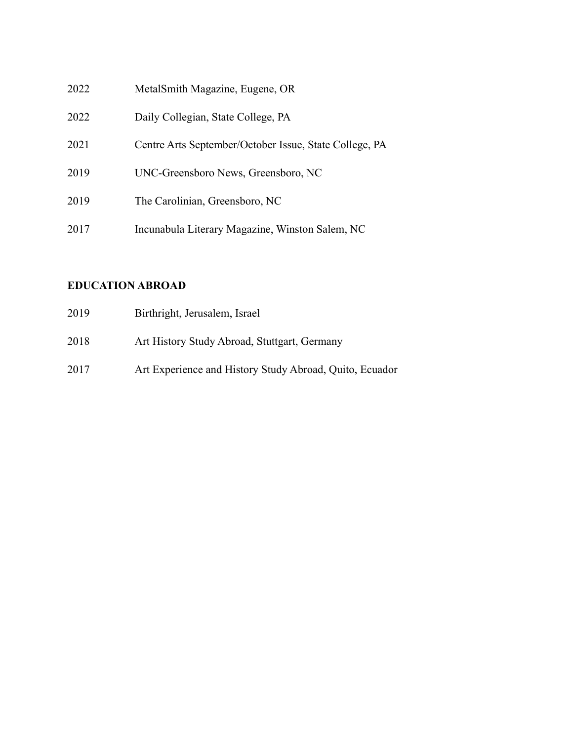2022 MetalSmith Magazine, Eugene, OR

2022 Daily Collegian, State College, PA

2021 Centre Arts September/October Issue, State College, PA

2019 UNC-Greensboro News, Greensboro, NC

2019 The Carolinian, Greensboro, NC

2017 Incunabula Literary Magazine, Winston Salem, NC

**EDUCATION ABROAD**

2019 Birthright, Jerusalem, Israel

2018 Art History Study Abroad, Stuttgart, Germany

2017 Art Experience and History Study Abroad, Quito, Ecuador